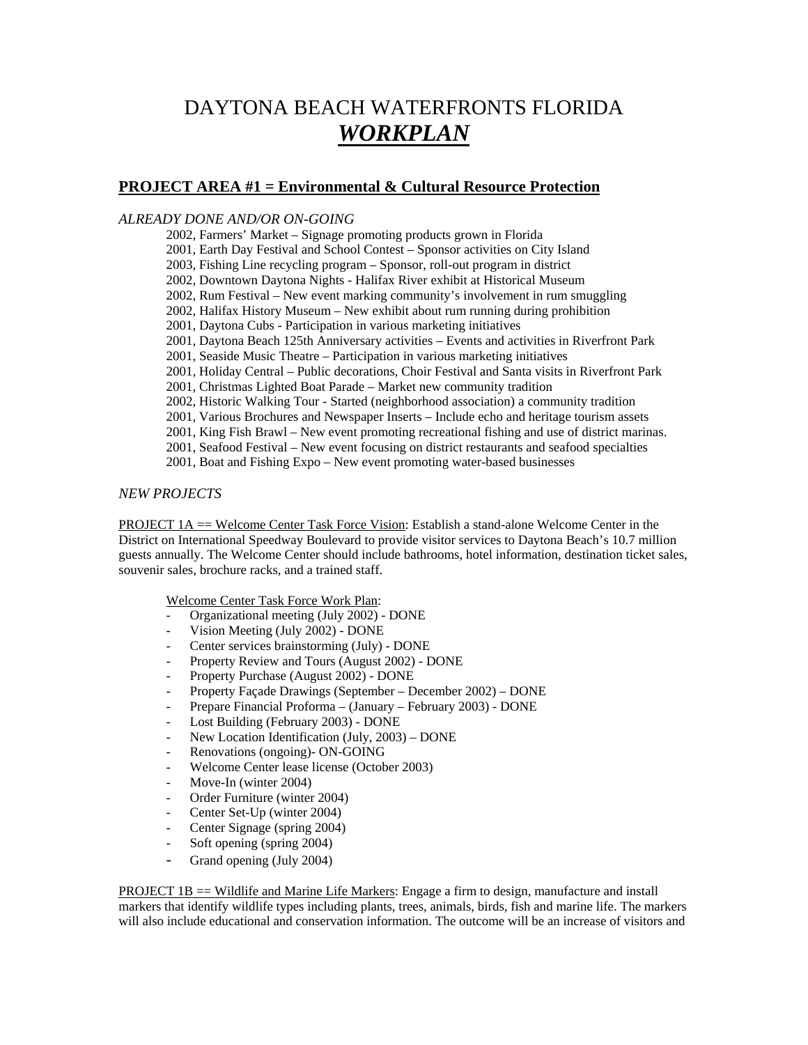# DAYTONA BEACH WATERFRONTS FLORIDA
# ***WORKPLAN***

## PROJECT AREA #1 = Environmental & Cultural Resource Protection

*ALREADY DONE AND/OR ON-GOING*

2002, Farmers' Market – Signage promoting products grown in Florida
2001, Earth Day Festival and School Contest – Sponsor activities on City Island
2003, Fishing Line recycling program – Sponsor, roll-out program in district
2002, Downtown Daytona Nights - Halifax River exhibit at Historical Museum
2002, Rum Festival – New event marking community's involvement in rum smuggling
2002, Halifax History Museum – New exhibit about rum running during prohibition
2001, Daytona Cubs - Participation in various marketing initiatives
2001, Daytona Beach 125th Anniversary activities – Events and activities in Riverfront Park
2001, Seaside Music Theatre – Participation in various marketing initiatives
2001, Holiday Central – Public decorations, Choir Festival and Santa visits in Riverfront Park
2001, Christmas Lighted Boat Parade – Market new community tradition
2002, Historic Walking Tour - Started (neighborhood association) a community tradition
2001, Various Brochures and Newspaper Inserts – Include echo and heritage tourism assets
2001, King Fish Brawl – New event promoting recreational fishing and use of district marinas.
2001, Seafood Festival – New event focusing on district restaurants and seafood specialties
2001, Boat and Fishing Expo – New event promoting water-based businesses

*NEW PROJECTS*

PROJECT 1A == Welcome Center Task Force Vision: Establish a stand-alone Welcome Center in the District on International Speedway Boulevard to provide visitor services to Daytona Beach's 10.7 million guests annually. The Welcome Center should include bathrooms, hotel information, destination ticket sales, souvenir sales, brochure racks, and a trained staff.

Welcome Center Task Force Work Plan:

- Organizational meeting (July 2002) - DONE
- Vision Meeting (July 2002) - DONE
- Center services brainstorming (July) - DONE
- Property Review and Tours (August 2002) - DONE
- Property Purchase (August 2002) - DONE
- Property Façade Drawings (September – December 2002) – DONE
- Prepare Financial Proforma – (January – February 2003) - DONE
- Lost Building (February 2003) - DONE
- New Location Identification (July, 2003) – DONE
- Renovations (ongoing)- ON-GOING
- Welcome Center lease license (October 2003)
- Move-In (winter 2004)
- Order Furniture (winter 2004)
- Center Set-Up (winter 2004)
- Center Signage (spring 2004)
- Soft opening (spring 2004)
- Grand opening (July 2004)

PROJECT 1B == Wildlife and Marine Life Markers: Engage a firm to design, manufacture and install markers that identify wildlife types including plants, trees, animals, birds, fish and marine life. The markers will also include educational and conservation information. The outcome will be an increase of visitors and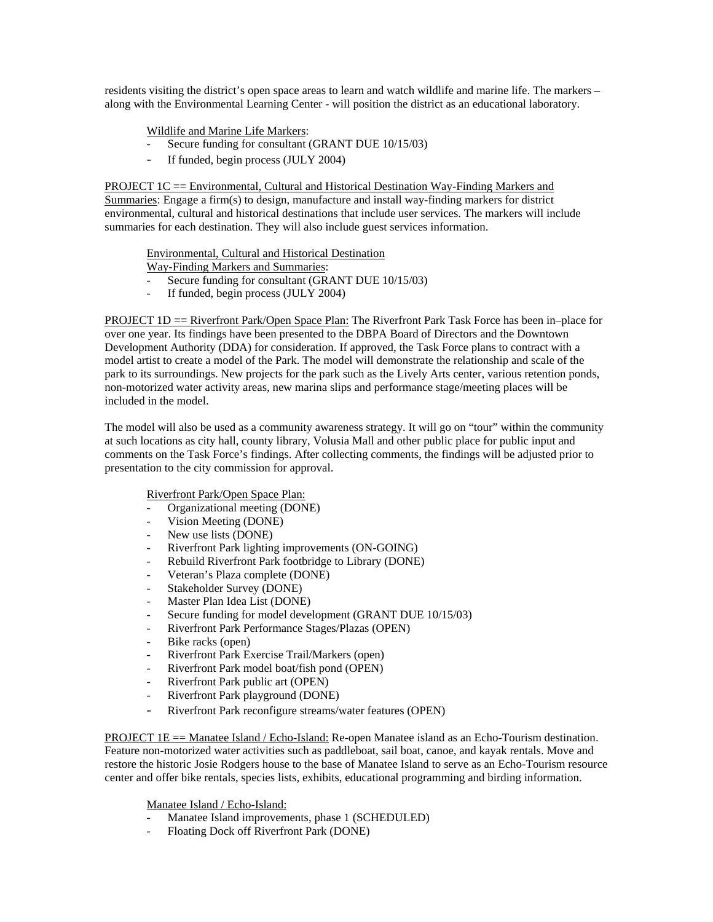residents visiting the district's open space areas to learn and watch wildlife and marine life. The markers – along with the Environmental Learning Center - will position the district as an educational laboratory.

Wildlife and Marine Life Markers:
- Secure funding for consultant (GRANT DUE 10/15/03)
- If funded, begin process (JULY 2004)

PROJECT 1C == Environmental, Cultural and Historical Destination Way-Finding Markers and Summaries: Engage a firm(s) to design, manufacture and install way-finding markers for district environmental, cultural and historical destinations that include user services. The markers will include summaries for each destination. They will also include guest services information.

Environmental, Cultural and Historical Destination Way-Finding Markers and Summaries:
- Secure funding for consultant (GRANT DUE 10/15/03)
- If funded, begin process (JULY 2004)

PROJECT 1D == Riverfront Park/Open Space Plan: The Riverfront Park Task Force has been in–place for over one year. Its findings have been presented to the DBPA Board of Directors and the Downtown Development Authority (DDA) for consideration. If approved, the Task Force plans to contract with a model artist to create a model of the Park. The model will demonstrate the relationship and scale of the park to its surroundings. New projects for the park such as the Lively Arts center, various retention ponds, non-motorized water activity areas, new marina slips and performance stage/meeting places will be included in the model.

The model will also be used as a community awareness strategy. It will go on "tour" within the community at such locations as city hall, county library, Volusia Mall and other public place for public input and comments on the Task Force's findings. After collecting comments, the findings will be adjusted prior to presentation to the city commission for approval.

Riverfront Park/Open Space Plan:
- Organizational meeting (DONE)
- Vision Meeting (DONE)
- New use lists (DONE)
- Riverfront Park lighting improvements (ON-GOING)
- Rebuild Riverfront Park footbridge to Library (DONE)
- Veteran's Plaza complete (DONE)
- Stakeholder Survey (DONE)
- Master Plan Idea List (DONE)
- Secure funding for model development (GRANT DUE 10/15/03)
- Riverfront Park Performance Stages/Plazas (OPEN)
- Bike racks (open)
- Riverfront Park Exercise Trail/Markers (open)
- Riverfront Park model boat/fish pond (OPEN)
- Riverfront Park public art (OPEN)
- Riverfront Park playground (DONE)
- Riverfront Park reconfigure streams/water features (OPEN)

PROJECT 1E == Manatee Island / Echo-Island: Re-open Manatee island as an Echo-Tourism destination. Feature non-motorized water activities such as paddleboat, sail boat, canoe, and kayak rentals. Move and restore the historic Josie Rodgers house to the base of Manatee Island to serve as an Echo-Tourism resource center and offer bike rentals, species lists, exhibits, educational programming and birding information.

Manatee Island / Echo-Island:
- Manatee Island improvements, phase 1 (SCHEDULED)
- Floating Dock off Riverfront Park (DONE)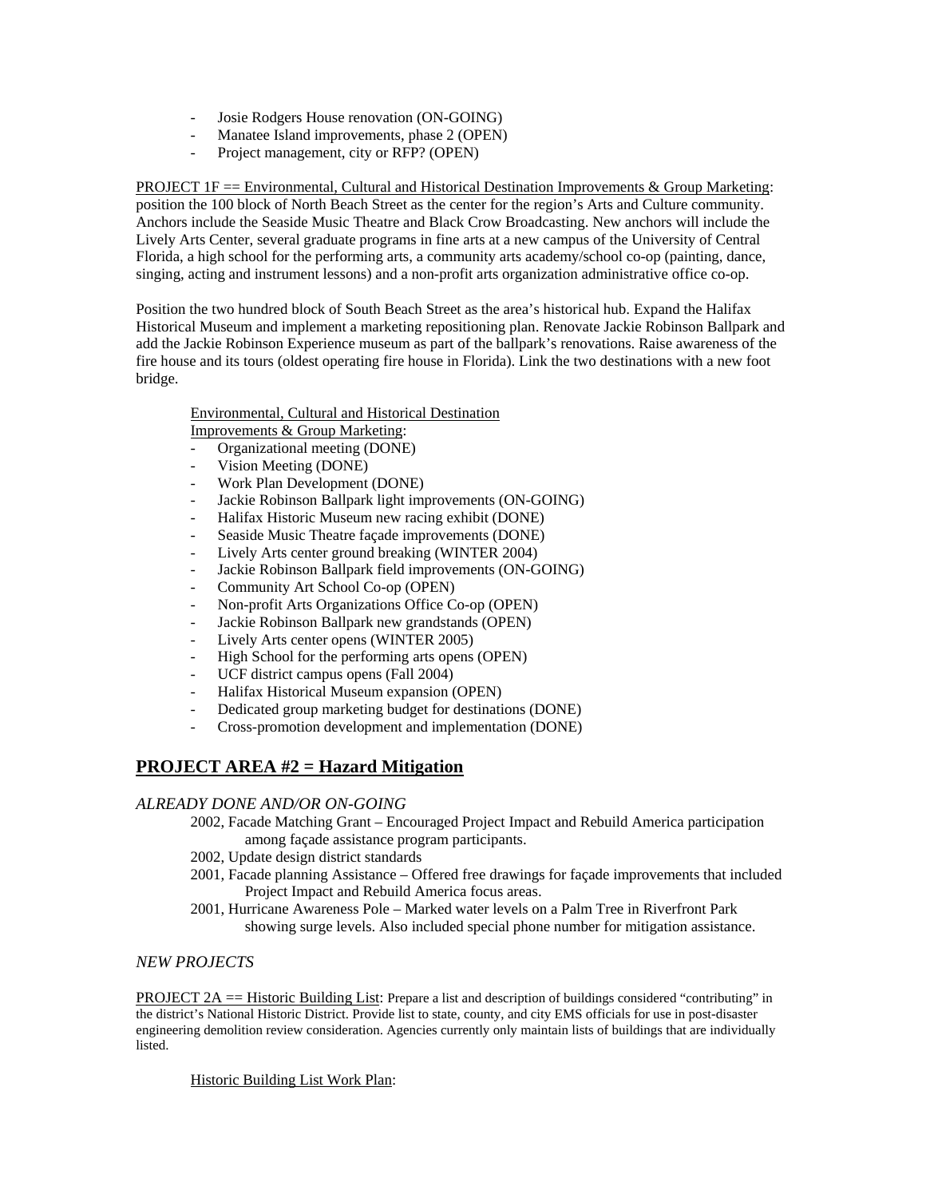- Josie Rodgers House renovation (ON-GOING)
- Manatee Island improvements, phase 2 (OPEN)
- Project management, city or RFP? (OPEN)

PROJECT 1F == Environmental, Cultural and Historical Destination Improvements & Group Marketing: position the 100 block of North Beach Street as the center for the region's Arts and Culture community. Anchors include the Seaside Music Theatre and Black Crow Broadcasting. New anchors will include the Lively Arts Center, several graduate programs in fine arts at a new campus of the University of Central Florida, a high school for the performing arts, a community arts academy/school co-op (painting, dance, singing, acting and instrument lessons) and a non-profit arts organization administrative office co-op.

Position the two hundred block of South Beach Street as the area's historical hub. Expand the Halifax Historical Museum and implement a marketing repositioning plan. Renovate Jackie Robinson Ballpark and add the Jackie Robinson Experience museum as part of the ballpark's renovations. Raise awareness of the fire house and its tours (oldest operating fire house in Florida). Link the two destinations with a new foot bridge.

Environmental, Cultural and Historical Destination Improvements & Group Marketing:

- Organizational meeting (DONE)
- Vision Meeting (DONE)
- Work Plan Development (DONE)
- Jackie Robinson Ballpark light improvements (ON-GOING)
- Halifax Historic Museum new racing exhibit (DONE)
- Seaside Music Theatre façade improvements (DONE)
- Lively Arts center ground breaking (WINTER 2004)
- Jackie Robinson Ballpark field improvements (ON-GOING)
- Community Art School Co-op (OPEN)
- Non-profit Arts Organizations Office Co-op (OPEN)
- Jackie Robinson Ballpark new grandstands (OPEN)
- Lively Arts center opens (WINTER 2005)
- High School for the performing arts opens (OPEN)
- UCF district campus opens (Fall 2004)
- Halifax Historical Museum expansion (OPEN)
- Dedicated group marketing budget for destinations (DONE)
- Cross-promotion development and implementation (DONE)

## PROJECT AREA #2 = Hazard Mitigation

*ALREADY DONE AND/OR ON-GOING*

2002, Facade Matching Grant – Encouraged Project Impact and Rebuild America participation among façade assistance program participants.

2002, Update design district standards

2001, Facade planning Assistance – Offered free drawings for façade improvements that included Project Impact and Rebuild America focus areas.

2001, Hurricane Awareness Pole – Marked water levels on a Palm Tree in Riverfront Park showing surge levels. Also included special phone number for mitigation assistance.

*NEW PROJECTS*

PROJECT 2A == Historic Building List: Prepare a list and description of buildings considered "contributing" in the district's National Historic District. Provide list to state, county, and city EMS officials for use in post-disaster engineering demolition review consideration. Agencies currently only maintain lists of buildings that are individually listed.

Historic Building List Work Plan: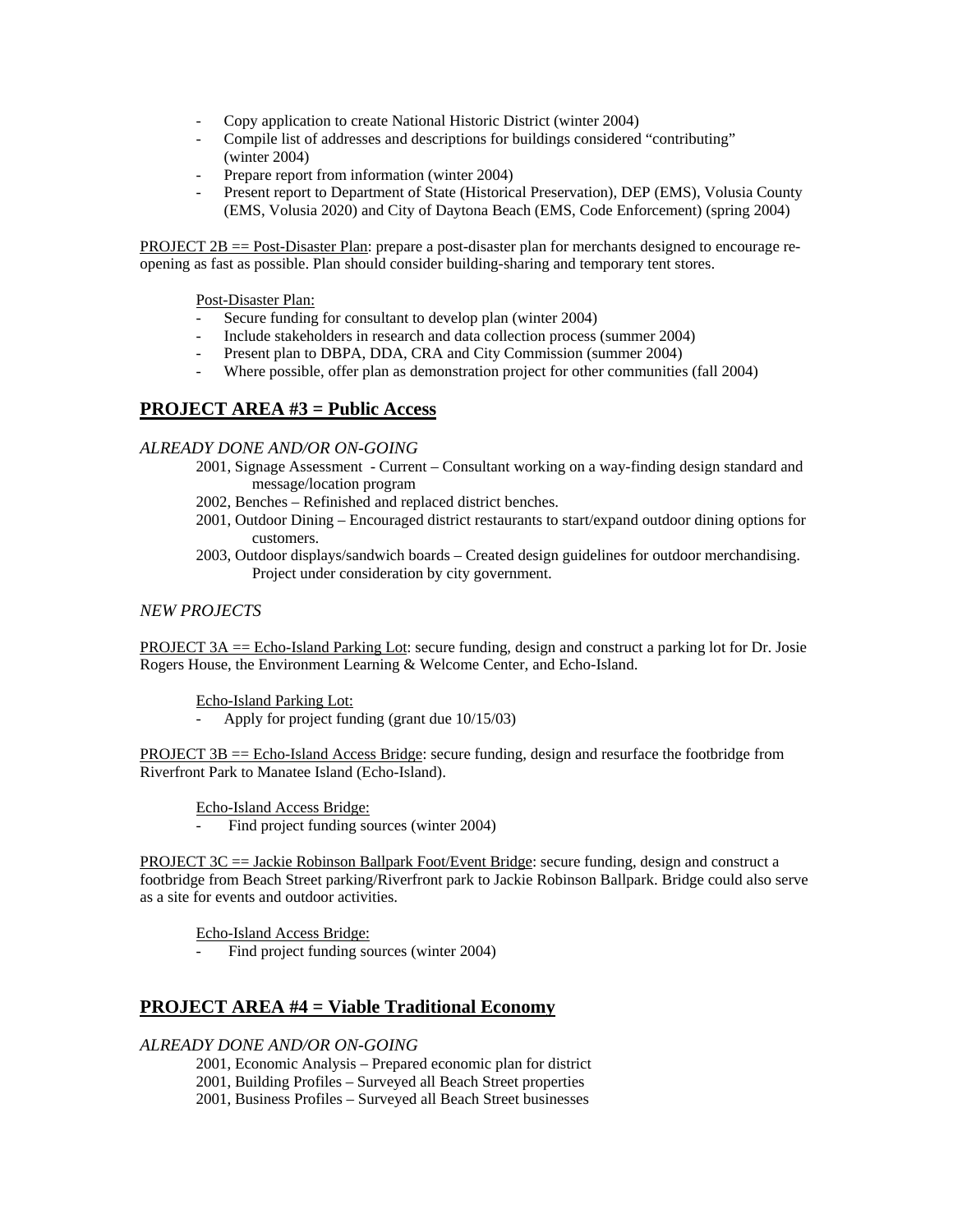- Copy application to create National Historic District (winter 2004)
- Compile list of addresses and descriptions for buildings considered "contributing" (winter 2004)
- Prepare report from information (winter 2004)
- Present report to Department of State (Historical Preservation), DEP (EMS), Volusia County (EMS, Volusia 2020) and City of Daytona Beach (EMS, Code Enforcement) (spring 2004)

PROJECT 2B == Post-Disaster Plan: prepare a post-disaster plan for merchants designed to encourage re-opening as fast as possible. Plan should consider building-sharing and temporary tent stores.

Post-Disaster Plan:

- Secure funding for consultant to develop plan (winter 2004)
- Include stakeholders in research and data collection process (summer 2004)
- Present plan to DBPA, DDA, CRA and City Commission (summer 2004)
- Where possible, offer plan as demonstration project for other communities (fall 2004)

## PROJECT AREA #3 = Public Access

*ALREADY DONE AND/OR ON-GOING*

2001, Signage Assessment - Current – Consultant working on a way-finding design standard and message/location program

2002, Benches – Refinished and replaced district benches.

2001, Outdoor Dining – Encouraged district restaurants to start/expand outdoor dining options for customers.

2003, Outdoor displays/sandwich boards – Created design guidelines for outdoor merchandising. Project under consideration by city government.

*NEW PROJECTS*

PROJECT 3A == Echo-Island Parking Lot: secure funding, design and construct a parking lot for Dr. Josie Rogers House, the Environment Learning & Welcome Center, and Echo-Island.

Echo-Island Parking Lot:

- Apply for project funding (grant due 10/15/03)

PROJECT 3B == Echo-Island Access Bridge: secure funding, design and resurface the footbridge from Riverfront Park to Manatee Island (Echo-Island).

Echo-Island Access Bridge:

- Find project funding sources (winter 2004)

PROJECT 3C == Jackie Robinson Ballpark Foot/Event Bridge: secure funding, design and construct a footbridge from Beach Street parking/Riverfront park to Jackie Robinson Ballpark. Bridge could also serve as a site for events and outdoor activities.

Echo-Island Access Bridge:

- Find project funding sources (winter 2004)

## PROJECT AREA #4 = Viable Traditional Economy

*ALREADY DONE AND/OR ON-GOING*

2001, Economic Analysis – Prepared economic plan for district

2001, Building Profiles – Surveyed all Beach Street properties

2001, Business Profiles – Surveyed all Beach Street businesses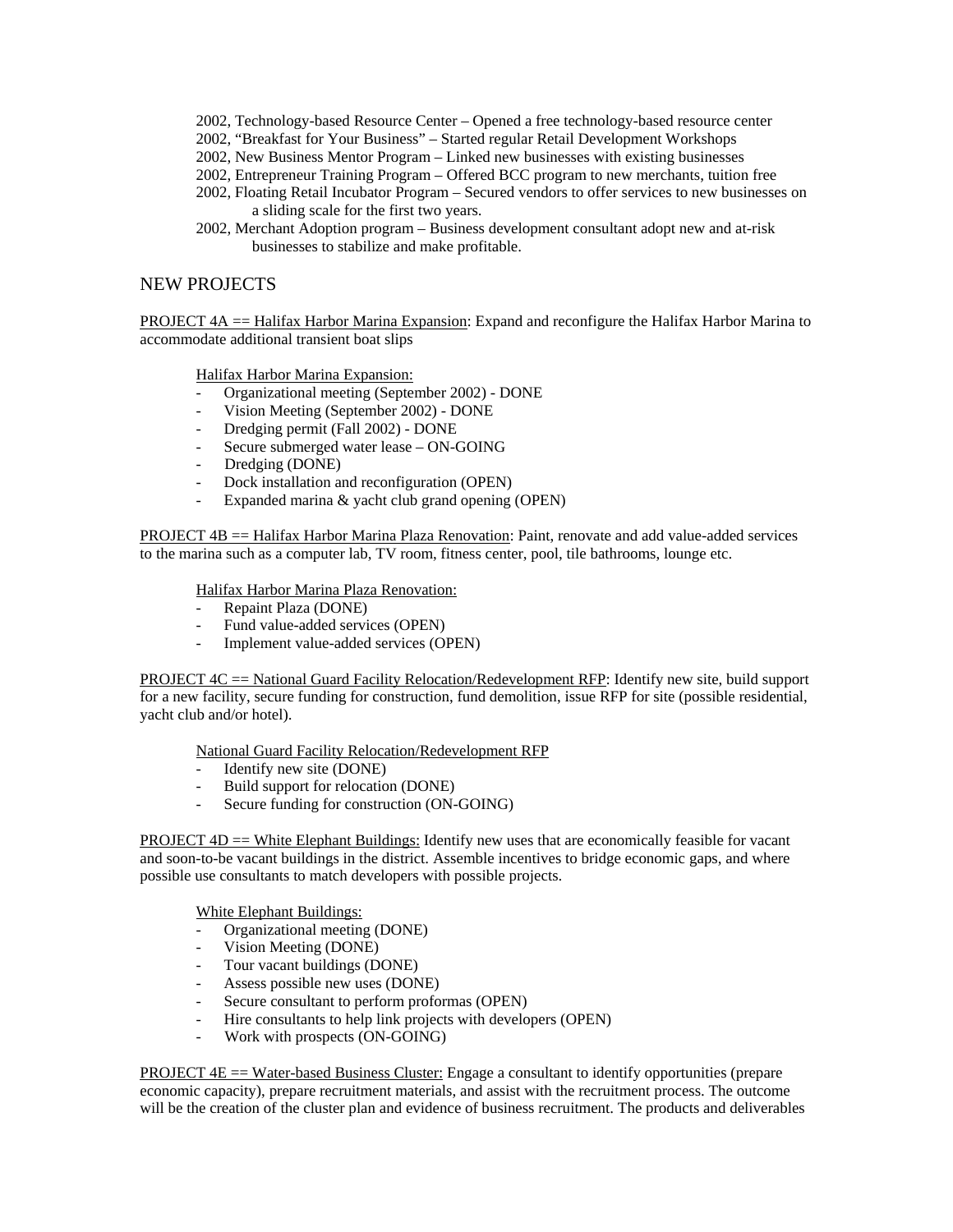2002, Technology-based Resource Center – Opened a free technology-based resource center
2002, "Breakfast for Your Business" – Started regular Retail Development Workshops
2002, New Business Mentor Program – Linked new businesses with existing businesses
2002, Entrepreneur Training Program – Offered BCC program to new merchants, tuition free
2002, Floating Retail Incubator Program – Secured vendors to offer services to new businesses on a sliding scale for the first two years.
2002, Merchant Adoption program – Business development consultant adopt new and at-risk businesses to stabilize and make profitable.

## NEW PROJECTS

PROJECT 4A == Halifax Harbor Marina Expansion: Expand and reconfigure the Halifax Harbor Marina to accommodate additional transient boat slips

Halifax Harbor Marina Expansion:

- Organizational meeting (September 2002) - DONE
- Vision Meeting (September 2002) - DONE
- Dredging permit (Fall 2002) - DONE
- Secure submerged water lease – ON-GOING
- Dredging (DONE)
- Dock installation and reconfiguration (OPEN)
- Expanded marina & yacht club grand opening (OPEN)

PROJECT 4B == Halifax Harbor Marina Plaza Renovation: Paint, renovate and add value-added services to the marina such as a computer lab, TV room, fitness center, pool, tile bathrooms, lounge etc.

Halifax Harbor Marina Plaza Renovation:

- Repaint Plaza (DONE)
- Fund value-added services (OPEN)
- Implement value-added services (OPEN)

PROJECT 4C == National Guard Facility Relocation/Redevelopment RFP: Identify new site, build support for a new facility, secure funding for construction, fund demolition, issue RFP for site (possible residential, yacht club and/or hotel).

National Guard Facility Relocation/Redevelopment RFP

- Identify new site (DONE)
- Build support for relocation (DONE)
- Secure funding for construction (ON-GOING)

PROJECT 4D == White Elephant Buildings: Identify new uses that are economically feasible for vacant and soon-to-be vacant buildings in the district. Assemble incentives to bridge economic gaps, and where possible use consultants to match developers with possible projects.

White Elephant Buildings:

- Organizational meeting (DONE)
- Vision Meeting (DONE)
- Tour vacant buildings (DONE)
- Assess possible new uses (DONE)
- Secure consultant to perform proformas (OPEN)
- Hire consultants to help link projects with developers (OPEN)
- Work with prospects (ON-GOING)

PROJECT 4E == Water-based Business Cluster: Engage a consultant to identify opportunities (prepare economic capacity), prepare recruitment materials, and assist with the recruitment process. The outcome will be the creation of the cluster plan and evidence of business recruitment. The products and deliverables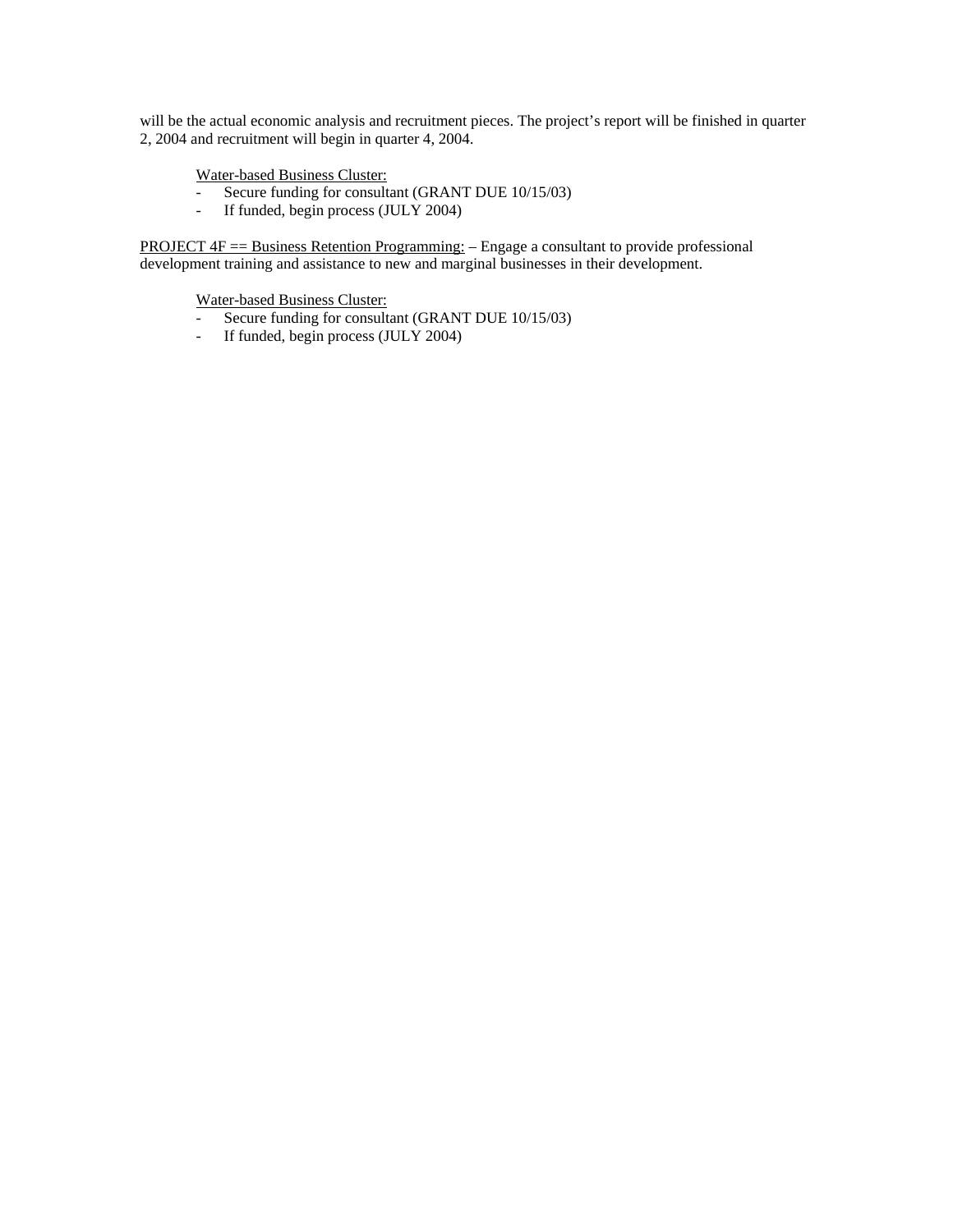will be the actual economic analysis and recruitment pieces. The project's report will be finished in quarter 2, 2004 and recruitment will begin in quarter 4, 2004.

<u>Water-based Business Cluster:</u>

- Secure funding for consultant (GRANT DUE 10/15/03)
- If funded, begin process (JULY 2004)

<u>PROJECT 4F == Business Retention Programming:</u> – Engage a consultant to provide professional development training and assistance to new and marginal businesses in their development.

<u>Water-based Business Cluster:</u>

- Secure funding for consultant (GRANT DUE 10/15/03)
- If funded, begin process (JULY 2004)